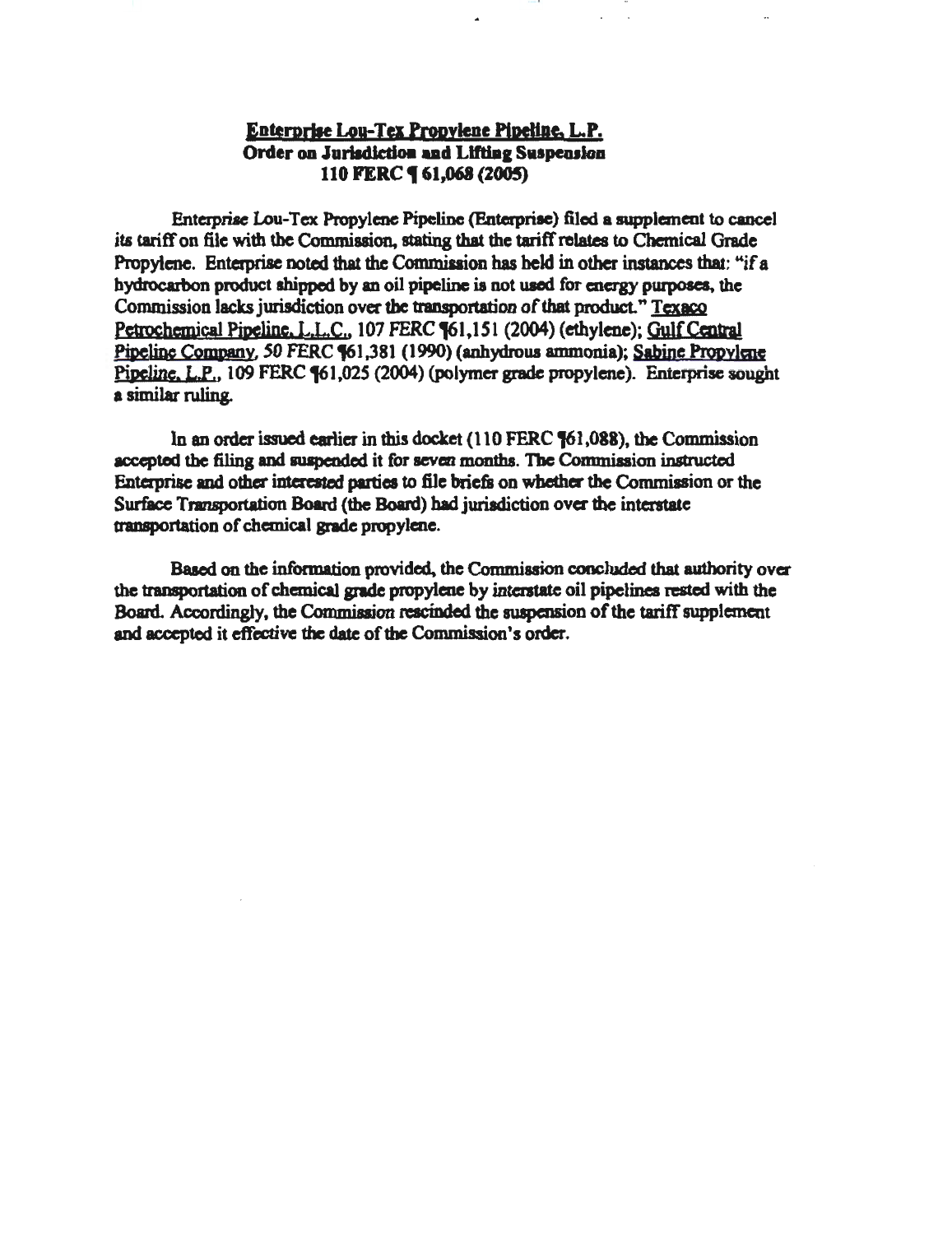## Enterprise Lou-Tex Propylene Pipeline, L.P.
**Order on Jurisdiction and Lifting Suspension**
**110 FERC ¶ 61,068 (2005)**

Enterprise Lou-Tex Propylene Pipeline (Enterprise) filed a supplement to cancel its tariff on file with the Commission, stating that the tariff relates to Chemical Grade Propylene. Enterprise noted that the Commission has held in other instances that: "if a hydrocarbon product shipped by an oil pipeline is not used for energy purposes, the Commission lacks jurisdiction over the transportation of that product." Texaco Petrochemical Pipeline, L.L.C., 107 FERC ¶61,151 (2004) (ethylene); Gulf Central Pipeline Company, 50 FERC ¶61,381 (1990) (anhydrous ammonia); Sabine Propylene Pipeline, L.P., 109 FERC ¶61,025 (2004) (polymer grade propylene). Enterprise sought a similar ruling.

In an order issued earlier in this docket (110 FERC ¶61,088), the Commission accepted the filing and suspended it for seven months. The Commission instructed Enterprise and other interested parties to file briefs on whether the Commission or the Surface Transportation Board (the Board) had jurisdiction over the interstate transportation of chemical grade propylene.

Based on the information provided, the Commission concluded that authority over the transportation of chemical grade propylene by interstate oil pipelines rested with the Board. Accordingly, the Commission rescinded the suspension of the tariff supplement and accepted it effective the date of the Commission's order.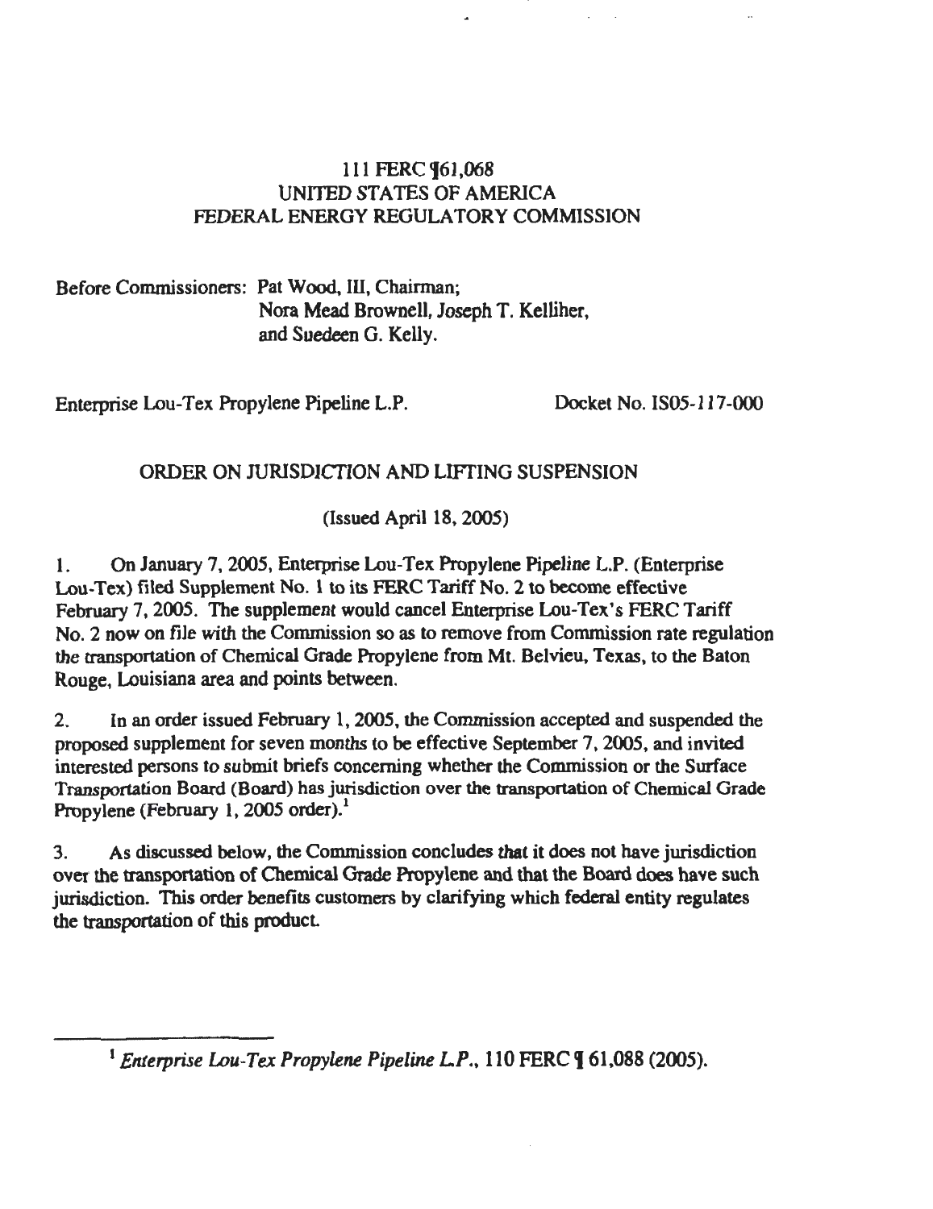111 FERC ¶61,068
UNITED STATES OF AMERICA
FEDERAL ENERGY REGULATORY COMMISSION

Before Commissioners: Pat Wood, III, Chairman;
Nora Mead Brownell, Joseph T. Kelliher,
and Suedeen G. Kelly.

Enterprise Lou-Tex Propylene Pipeline L.P. Docket No. IS05-117-000

ORDER ON JURISDICTION AND LIFTING SUSPENSION

(Issued April 18, 2005)

1. On January 7, 2005, Enterprise Lou-Tex Propylene Pipeline L.P. (Enterprise Lou-Tex) filed Supplement No. 1 to its FERC Tariff No. 2 to become effective February 7, 2005. The supplement would cancel Enterprise Lou-Tex's FERC Tariff No. 2 now on file with the Commission so as to remove from Commission rate regulation the transportation of Chemical Grade Propylene from Mt. Belvieu, Texas, to the Baton Rouge, Louisiana area and points between.

2. In an order issued February 1, 2005, the Commission accepted and suspended the proposed supplement for seven months to be effective September 7, 2005, and invited interested persons to submit briefs concerning whether the Commission or the Surface Transportation Board (Board) has jurisdiction over the transportation of Chemical Grade Propylene (February 1, 2005 order).[1]

3. As discussed below, the Commission concludes that it does not have jurisdiction over the transportation of Chemical Grade Propylene and that the Board does have such jurisdiction. This order benefits customers by clarifying which federal entity regulates the transportation of this product.

[1] *Enterprise Lou-Tex Propylene Pipeline L.P.*, 110 FERC ¶ 61,088 (2005).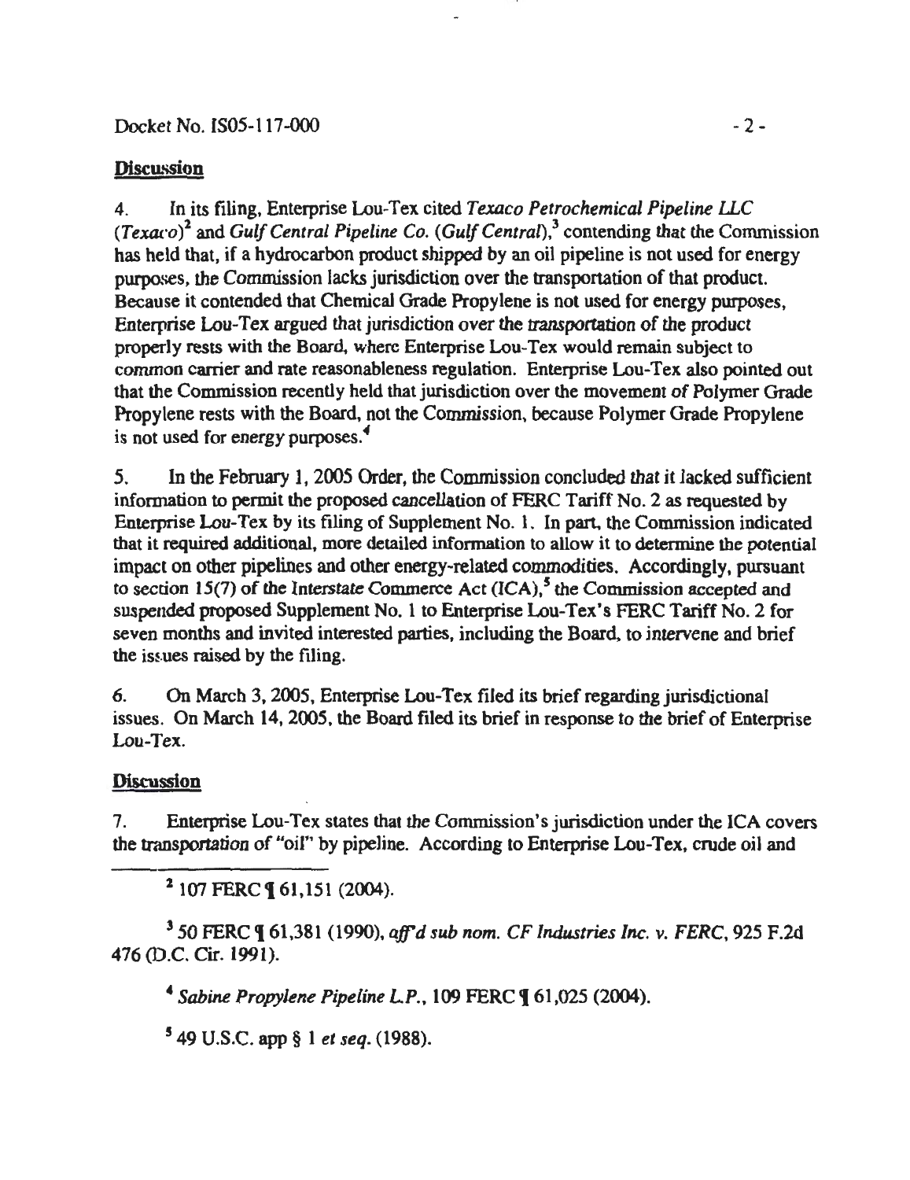## Discussion

4. In its filing, Enterprise Lou-Tex cited *Texaco Petrochemical Pipeline LLC* (*Texaco*)[2] and *Gulf Central Pipeline Co.* (*Gulf Central*),[3] contending that the Commission has held that, if a hydrocarbon product shipped by an oil pipeline is not used for energy purposes, the Commission lacks jurisdiction over the transportation of that product. Because it contended that Chemical Grade Propylene is not used for energy purposes, Enterprise Lou-Tex argued that jurisdiction over the transportation of the product properly rests with the Board, where Enterprise Lou-Tex would remain subject to common carrier and rate reasonableness regulation. Enterprise Lou-Tex also pointed out that the Commission recently held that jurisdiction over the movement of Polymer Grade Propylene rests with the Board, not the Commission, because Polymer Grade Propylene is not used for energy purposes.[4]

5. In the February 1, 2005 Order, the Commission concluded that it lacked sufficient information to permit the proposed cancellation of FERC Tariff No. 2 as requested by Enterprise Lou-Tex by its filing of Supplement No. 1. In part, the Commission indicated that it required additional, more detailed information to allow it to determine the potential impact on other pipelines and other energy-related commodities. Accordingly, pursuant to section 15(7) of the Interstate Commerce Act (ICA),[5] the Commission accepted and suspended proposed Supplement No. 1 to Enterprise Lou-Tex's FERC Tariff No. 2 for seven months and invited interested parties, including the Board, to intervene and brief the issues raised by the filing.

6. On March 3, 2005, Enterprise Lou-Tex filed its brief regarding jurisdictional issues. On March 14, 2005, the Board filed its brief in response to the brief of Enterprise Lou-Tex.

## Discussion

7. Enterprise Lou-Tex states that the Commission's jurisdiction under the ICA covers the transportation of "oil" by pipeline. According to Enterprise Lou-Tex, crude oil and

---

[2] 107 FERC ¶ 61,151 (2004).

[3] 50 FERC ¶ 61,381 (1990), *aff'd sub nom. CF Industries Inc. v. FERC*, 925 F.2d 476 (D.C. Cir. 1991).

[4] *Sabine Propylene Pipeline L.P.*, 109 FERC ¶ 61,025 (2004).

[5] 49 U.S.C. app § 1 *et seq.* (1988).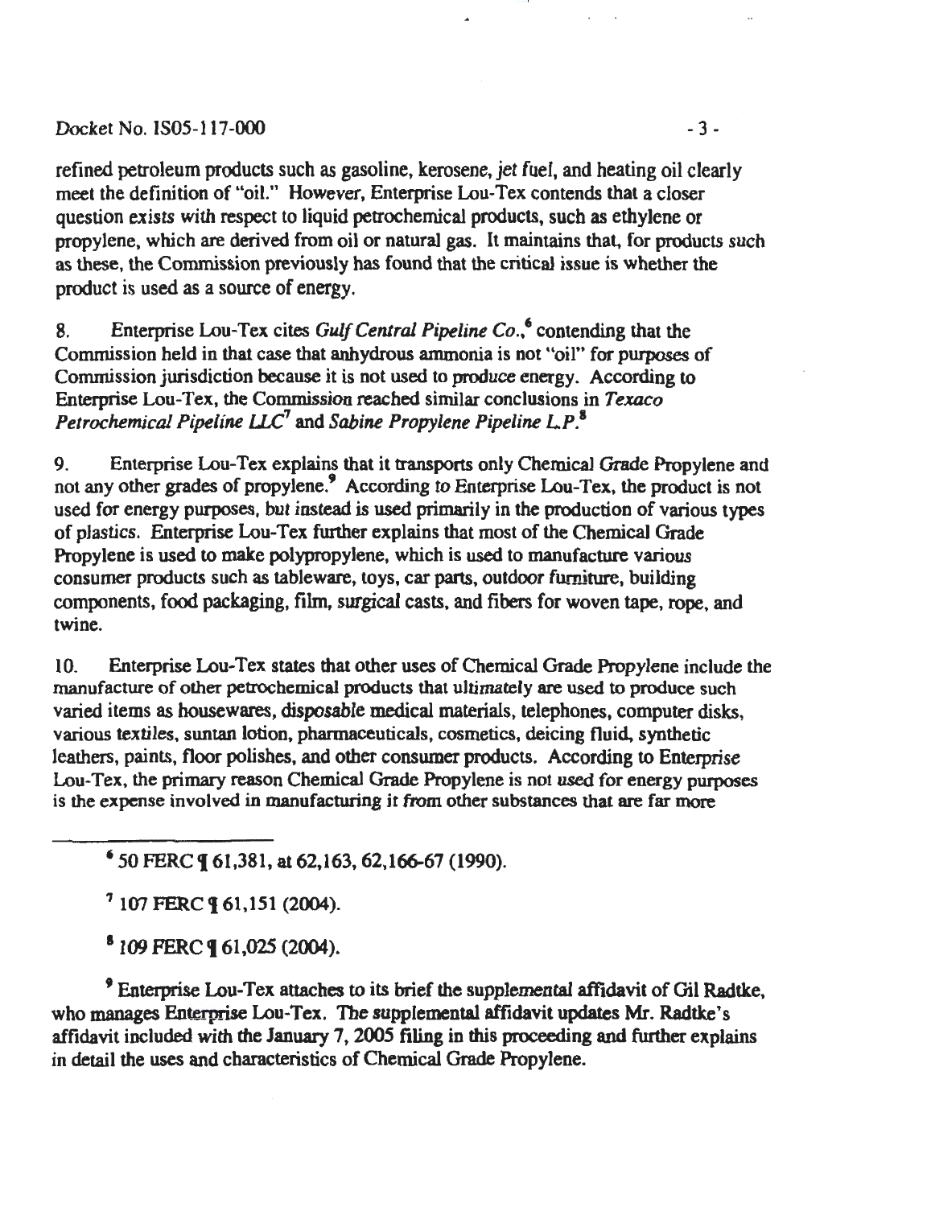refined petroleum products such as gasoline, kerosene, jet fuel, and heating oil clearly meet the definition of "oil." However, Enterprise Lou-Tex contends that a closer question exists with respect to liquid petrochemical products, such as ethylene or propylene, which are derived from oil or natural gas. It maintains that, for products such as these, the Commission previously has found that the critical issue is whether the product is used as a source of energy.

8. Enterprise Lou-Tex cites *Gulf Central Pipeline Co.*,[6] contending that the Commission held in that case that anhydrous ammonia is not "oil" for purposes of Commission jurisdiction because it is not used to produce energy. According to Enterprise Lou-Tex, the Commission reached similar conclusions in *Texaco Petrochemical Pipeline LLC*[7] and *Sabine Propylene Pipeline L.P.*[8]

9. Enterprise Lou-Tex explains that it transports only Chemical Grade Propylene and not any other grades of propylene.[9] According to Enterprise Lou-Tex, the product is not used for energy purposes, but instead is used primarily in the production of various types of plastics. Enterprise Lou-Tex further explains that most of the Chemical Grade Propylene is used to make polypropylene, which is used to manufacture various consumer products such as tableware, toys, car parts, outdoor furniture, building components, food packaging, film, surgical casts, and fibers for woven tape, rope, and twine.

10. Enterprise Lou-Tex states that other uses of Chemical Grade Propylene include the manufacture of other petrochemical products that ultimately are used to produce such varied items as housewares, disposable medical materials, telephones, computer disks, various textiles, suntan lotion, pharmaceuticals, cosmetics, deicing fluid, synthetic leathers, paints, floor polishes, and other consumer products. According to Enterprise Lou-Tex, the primary reason Chemical Grade Propylene is not used for energy purposes is the expense involved in manufacturing it from other substances that are far more

---

[6] 50 FERC ¶ 61,381, at 62,163, 62,166-67 (1990).

[7] 107 FERC ¶ 61,151 (2004).

[8] 109 FERC ¶ 61,025 (2004).

[9] Enterprise Lou-Tex attaches to its brief the supplemental affidavit of Gil Radtke, who manages Enterprise Lou-Tex. The supplemental affidavit updates Mr. Radtke's affidavit included with the January 7, 2005 filing in this proceeding and further explains in detail the uses and characteristics of Chemical Grade Propylene.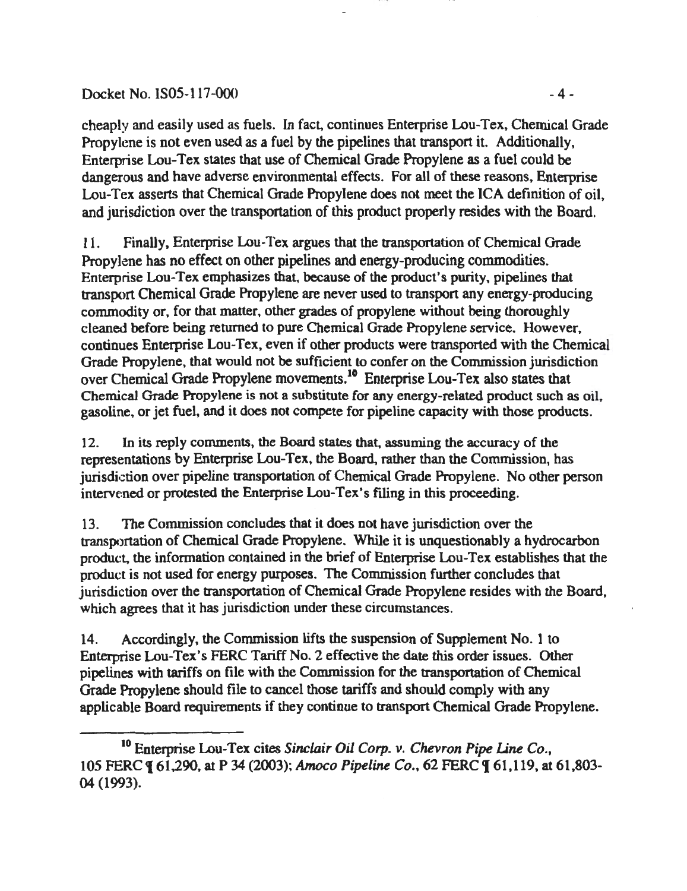cheaply and easily used as fuels. In fact, continues Enterprise Lou-Tex, Chemical Grade Propylene is not even used as a fuel by the pipelines that transport it. Additionally, Enterprise Lou-Tex states that use of Chemical Grade Propylene as a fuel could be dangerous and have adverse environmental effects. For all of these reasons, Enterprise Lou-Tex asserts that Chemical Grade Propylene does not meet the ICA definition of oil, and jurisdiction over the transportation of this product properly resides with the Board.

11. Finally, Enterprise Lou-Tex argues that the transportation of Chemical Grade Propylene has no effect on other pipelines and energy-producing commodities. Enterprise Lou-Tex emphasizes that, because of the product's purity, pipelines that transport Chemical Grade Propylene are never used to transport any energy-producing commodity or, for that matter, other grades of propylene without being thoroughly cleaned before being returned to pure Chemical Grade Propylene service. However, continues Enterprise Lou-Tex, even if other products were transported with the Chemical Grade Propylene, that would not be sufficient to confer on the Commission jurisdiction over Chemical Grade Propylene movements.[10] Enterprise Lou-Tex also states that Chemical Grade Propylene is not a substitute for any energy-related product such as oil, gasoline, or jet fuel, and it does not compete for pipeline capacity with those products.

12. In its reply comments, the Board states that, assuming the accuracy of the representations by Enterprise Lou-Tex, the Board, rather than the Commission, has jurisdiction over pipeline transportation of Chemical Grade Propylene. No other person intervened or protested the Enterprise Lou-Tex's filing in this proceeding.

13. The Commission concludes that it does not have jurisdiction over the transportation of Chemical Grade Propylene. While it is unquestionably a hydrocarbon product, the information contained in the brief of Enterprise Lou-Tex establishes that the product is not used for energy purposes. The Commission further concludes that jurisdiction over the transportation of Chemical Grade Propylene resides with the Board, which agrees that it has jurisdiction under these circumstances.

14. Accordingly, the Commission lifts the suspension of Supplement No. 1 to Enterprise Lou-Tex's FERC Tariff No. 2 effective the date this order issues. Other pipelines with tariffs on file with the Commission for the transportation of Chemical Grade Propylene should file to cancel those tariffs and should comply with any applicable Board requirements if they continue to transport Chemical Grade Propylene.

---

[10] Enterprise Lou-Tex cites *Sinclair Oil Corp. v. Chevron Pipe Line Co.*, 105 FERC ¶ 61,290, at P 34 (2003); *Amoco Pipeline Co.*, 62 FERC ¶ 61,119, at 61,803-04 (1993).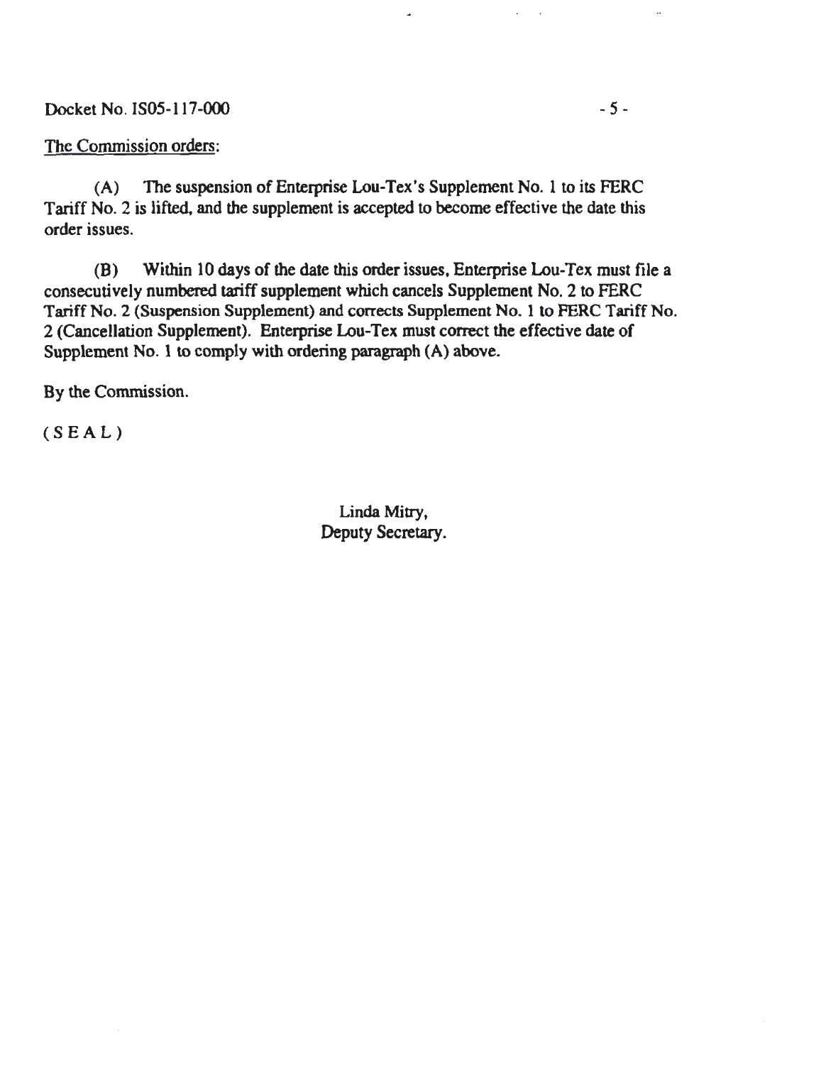Docket No. IS05-117-000

The Commission orders:

(A) The suspension of Enterprise Lou-Tex's Supplement No. 1 to its FERC Tariff No. 2 is lifted, and the supplement is accepted to become effective the date this order issues.

(B) Within 10 days of the date this order issues, Enterprise Lou-Tex must file a consecutively numbered tariff supplement which cancels Supplement No. 2 to FERC Tariff No. 2 (Suspension Supplement) and corrects Supplement No. 1 to FERC Tariff No. 2 (Cancellation Supplement). Enterprise Lou-Tex must correct the effective date of Supplement No. 1 to comply with ordering paragraph (A) above.

By the Commission.

( S E A L )

Linda Mitry,
Deputy Secretary.